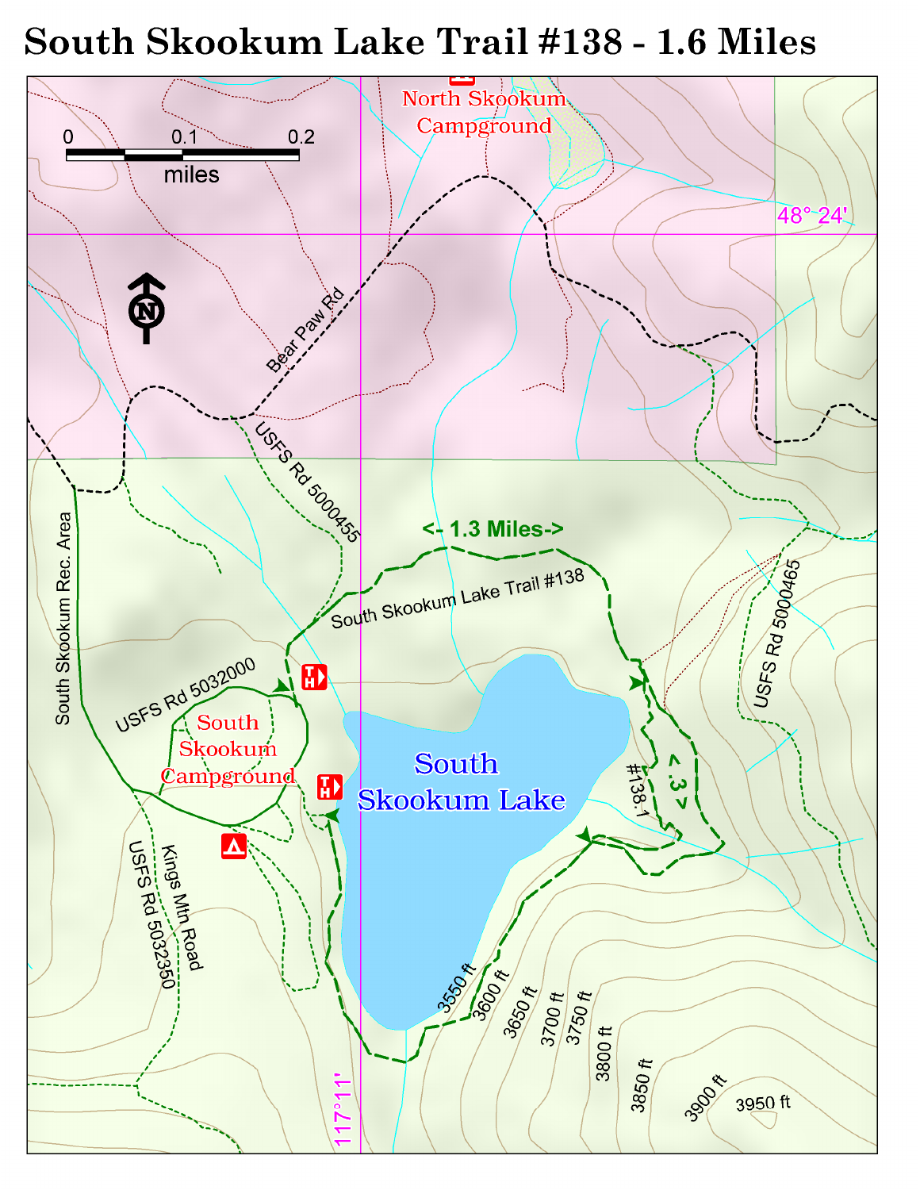# South Skookum Lake Trail #138 - 1.6 Miles

North Skookum Campground

0 0.1 0.2
miles

48° 24'

Bear Paw Rd

USFS Rd 5000455

<- 1.3 Miles->

South Skookum Lake Trail #138

South Skookum Rec. Area

USFS Rd 5032000

South Skookum Campground

South Skookum Lake

#138.1

<.3>

USFS Rd 5000465

Kings Mtn Road

USFS Rd 5032350

3550 ft
3600 ft
3650 ft
3700 ft
3750 ft
3800 ft
3850 ft
3900 ft
3950 ft

117°11'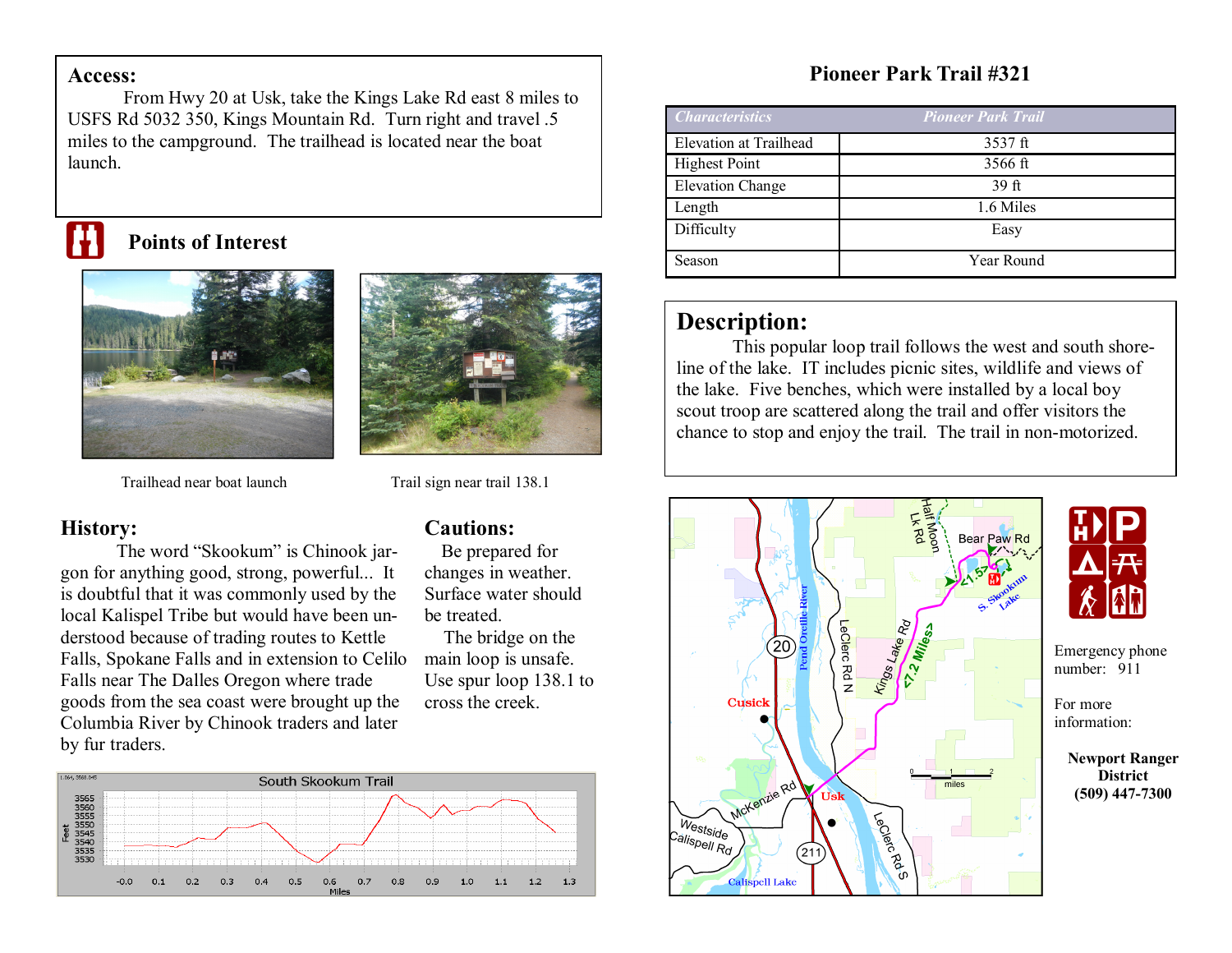## Access:

From Hwy 20 at Usk, take the Kings Lake Rd east 8 miles to USFS Rd 5032 350, Kings Mountain Rd. Turn right and travel .5 miles to the campground. The trailhead is located near the boat launch.

## Points of Interest

Trailhead near boat launch

Trail sign near trail 138.1

## History:

The word "Skookum" is Chinook jargon for anything good, strong, powerful... It is doubtful that it was commonly used by the local Kalispel Tribe but would have been understood because of trading routes to Kettle Falls, Spokane Falls and in extension to Celilo Falls near The Dalles Oregon where trade goods from the sea coast were brought up the Columbia River by Chinook traders and later by fur traders.

## Cautions:

Be prepared for changes in weather. Surface water should be treated.

The bridge on the main loop is unsafe. Use spur loop 138.1 to cross the creek.

South Skookum Trail

Feet

3565
3560
3555
3550
3545
3540
3535
3530

-0.0 0.1 0.2 0.3 0.4 0.5 0.6 0.7 0.8 0.9 1.0 1.1 1.2 1.3

Miles

# Pioneer Park Trail #321

| Characteristics | Pioneer Park Trail |
|---|---|
| Elevation at Trailhead | 3537 ft |
| Highest Point | 3566 ft |
| Elevation Change | 39 ft |
| Length | 1.6 Miles |
| Difficulty | Easy |
| Season | Year Round |

## Description:

This popular loop trail follows the west and south shoreline of the lake. IT includes picnic sites, wildlife and views of the lake. Five benches, which were installed by a local boy scout troop are scattered along the trail and offer visitors the chance to stop and enjoy the trail. The trail in non-motorized.

Half Moon Lk Rd
Bear Paw Rd
<1.5>
S. Skookum Lake
Pend Oreille River
LeClerc Rd N
Kings Lake Rd
<7.2 Miles>
20
Cusick
McKenzie Rd
Usk
Westside Calispell Rd
211
LeClerc Rd S
Calispell Lake
0 1 2
miles

Emergency phone number: 911

For more information:

**Newport Ranger District**
**(509) 447-7300**